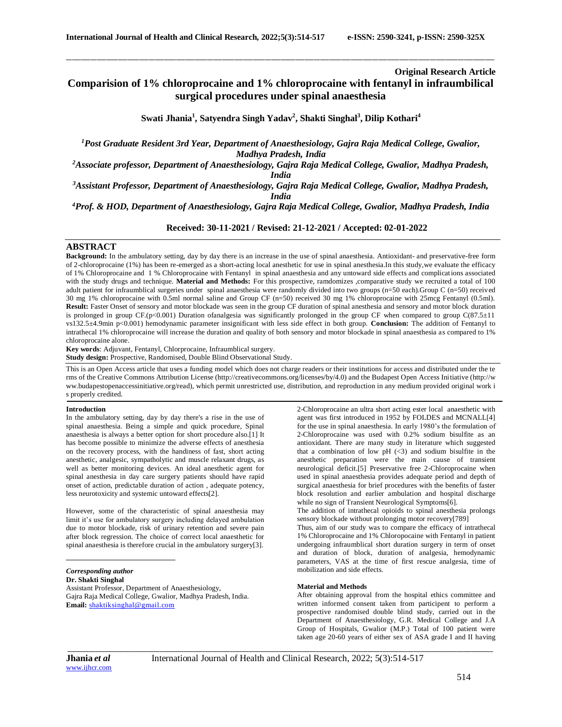**Original Research Article**

# Comparision of 1% chloroprocaine and 1% chloroprocaine with fentanyl in infraumbilical surgical procedures under spinal anaesthesia

**Swati Jhania[1], Satyendra Singh Yadav[2], Shakti Singhal[3], Dilip Kothari[4]**

*[1]Post Graduate Resident 3rd Year, Department of Anaesthesiology, Gajra Raja Medical College, Gwalior, Madhya Pradesh, India*

*[2]Associate professor, Department of Anaesthesiology, Gajra Raja Medical College, Gwalior, Madhya Pradesh, India*

*[3]Assistant Professor, Department of Anaesthesiology, Gajra Raja Medical College, Gwalior, Madhya Pradesh, India*

*[4]Prof. & HOD, Department of Anaesthesiology, Gajra Raja Medical College, Gwalior, Madhya Pradesh, India*

**Received: 30-11-2021 / Revised: 21-12-2021 / Accepted: 02-01-2022**

## ABSTRACT

**Background:** In the ambulatory setting, day by day there is an increase in the use of spinal anaesthesia. Antioxidant- and preservative-free form of 2-chloroprocaine (1%) has been re-emerged as a short-acting local anesthetic for use in spinal anesthesia.In this study,we evaluate the efficacy of 1% Chloroprocaine and 1 % Chloroprocaine with Fentanyl in spinal anaesthesia and any untoward side effects and complications associated with the study drugs and technique. **Material and Methods:** For this prospective, ramdomizes ,comparative study we recruited a total of 100 adult patient for infraumblical surgeries under spinal anaesthesia were randomly divided into two groups (n=50 each).Group C (n=50) received 30 mg 1% chloroprocaine with 0.5ml normal saline and Group CF (n=50) received 30 mg 1% chloroprocaine with 25mcg Fentanyl (0.5ml). **Result:** Faster Onset of sensory and motor blockade was seen in the group CF duration of spinal anesthesia and sensory and motor block duration is prolonged in group CF.(p<0.001) Duration ofanalgesia was significantly prolonged in the group CF when compared to group C(87.5±11 vs132.5±4.9min p<0.001) hemodynamic parameter insignificant with less side effect in both group. **Conclusion:** The addition of Fentanyl to intrathecal 1% chloroprocaine will increase the duration and quality of both sensory and motor blockade in spinal anaesthesia as compared to 1% chloroprocaine alone.

**Key words**: Adjuvant, Fentanyl, Chlorprocaine, Infraumblical surgery.

**Study design:** Prospective, Randomised, Double Blind Observational Study.

This is an Open Access article that uses a funding model which does not charge readers or their institutions for access and distributed under the terms of the Creative Commons Attribution License (http://creativecommons.org/licenses/by/4.0) and the Budapest Open Access Initiative (http://www.budapestopenaccessinitiative.org/read), which permit unrestricted use, distribution, and reproduction in any medium provided original work is properly credited.

### Introduction

In the ambulatory setting, day by day there's a rise in the use of spinal anaesthesia. Being a simple and quick procedure, Spinal anaesthesia is always a better option for short procedure also.[1] It has become possible to minimize the adverse effects of anesthesia on the recovery process, with the handiness of fast, short acting anesthetic, analgesic, sympatholytic and muscle relaxant drugs, as well as better monitoring devices. An ideal anesthetic agent for spinal anesthesia in day care surgery patients should have rapid onset of action, predictable duration of action , adequate potency, less neurotoxicity and systemic untoward effects[2].

However, some of the characteristic of spinal anaesthesia may limit it's use for ambulatory surgery including delayed ambulation due to motor blockade, risk of urinary retention and severe pain after block regression. The choice of correct local anaesthetic for spinal anaesthesia is therefore crucial in the ambulatory surgery[3].

2-Chloroprocaine an ultra short acting ester local anaesthetic with agent was first introduced in 1952 by FOLDES and MCNALL[4] for the use in spinal anaesthesia. In early 1980's the formulation of 2-Chloroprocaine was used with 0.2% sodium bisulfite as an antioxidant. There are many study in literature which suggested that a combination of low pH (<3) and sodium bisulfite in the anesthetic preparation were the main cause of transient neurological deficit.[5] Preservative free 2-Chloroprocaine when used in spinal anaesthesia provides adequate period and depth of surgical anaesthesia for brief procedures with the benefits of faster block resolution and earlier ambulation and hospital discharge while no sign of Transient Neurological Symptoms[6].

The addition of intrathecal opioids to spinal anesthesia prolongs sensory blockade without prolonging motor recovery[789]

Thus, aim of our study was to compare the efficacy of intrathecal 1% Chloroprocaine and 1% Chloropocaine with Fentanyl in patient undergoing infraumblical short duration surgery in term of onset and duration of block, duration of analgesia, hemodynamic parameters, VAS at the time of first rescue analgesia, time of mobilization and side effects.

### Material and Methods

After obtaining approval from the hospital ethics committee and written informed consent taken from participent to perform a prospective randomised double blind study, carried out in the Department of Anaesthesiology, G.R. Medical College and J.A Group of Hospitals, Gwalior (M.P.) Total of 100 patient were taken age 20-60 years of either sex of ASA grade I and II having

*Corresponding author*
**Dr. Shakti Singhal**
Assistant Professor, Department of Anaesthesiology,
Gajra Raja Medical College, Gwalior, Madhya Pradesh, India.
**Email:** shaktiksinghal@gmail.com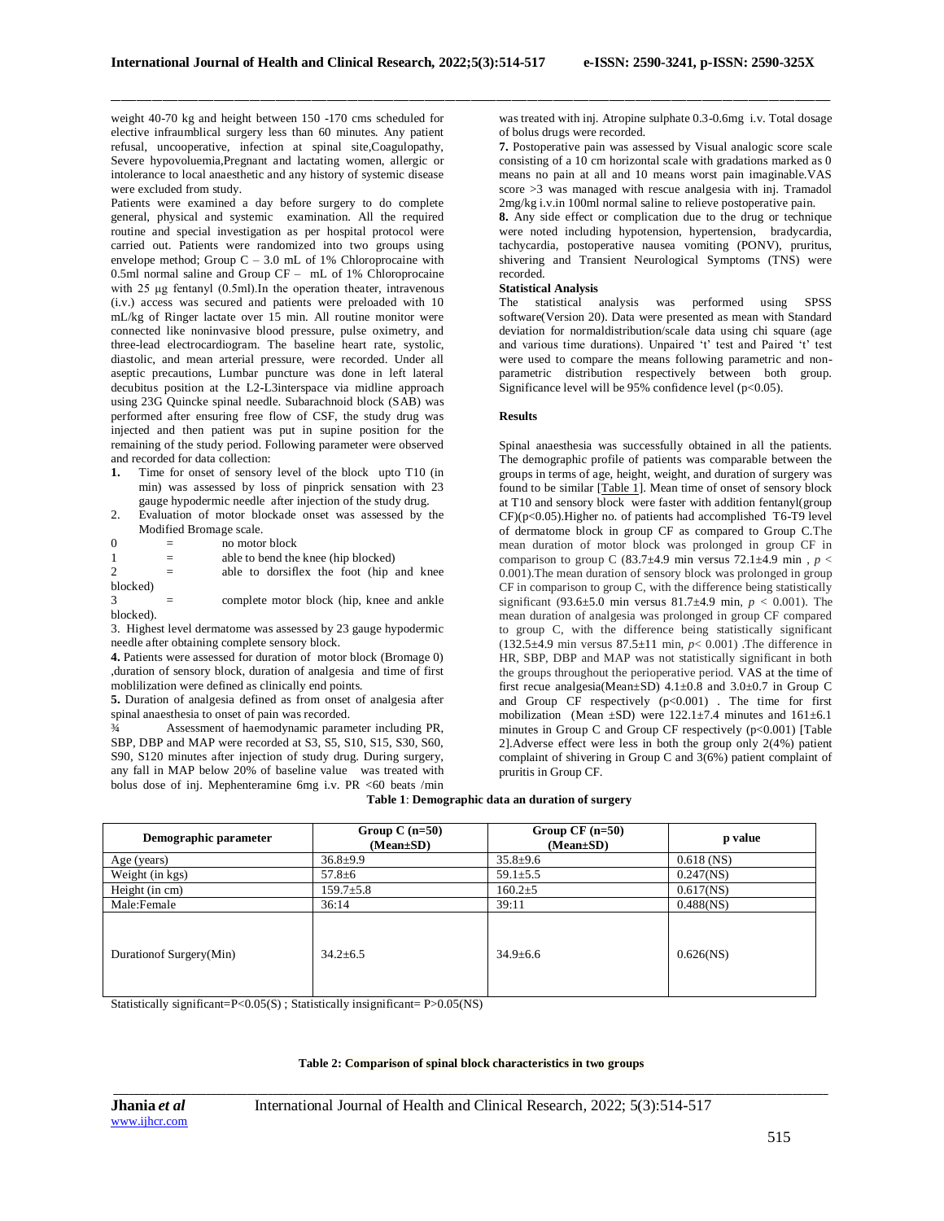weight 40-70 kg and height between 150 -170 cms scheduled for elective infraumblical surgery less than 60 minutes. Any patient refusal, uncooperative, infection at spinal site,Coagulopathy, Severe hypovoluemia,Pregnant and lactating women, allergic or intolerance to local anaesthetic and any history of systemic disease were excluded from study.

Patients were examined a day before surgery to do complete general, physical and systemic examination. All the required routine and special investigation as per hospital protocol were carried out. Patients were randomized into two groups using envelope method; Group C – 3.0 mL of 1% Chloroprocaine with 0.5ml normal saline and Group CF – mL of 1% Chloroprocaine with 25 µg fentanyl (0.5ml).In the operation theater, intravenous (i.v.) access was secured and patients were preloaded with 10 mL/kg of Ringer lactate over 15 min. All routine monitor were connected like noninvasive blood pressure, pulse oximetry, and three-lead electrocardiogram. The baseline heart rate, systolic, diastolic, and mean arterial pressure, were recorded. Under all aseptic precautions, Lumbar puncture was done in left lateral decubitus position at the L2-L3interspace via midline approach using 23G Quincke spinal needle. Subarachnoid block (SAB) was performed after ensuring free flow of CSF, the study drug was injected and then patient was put in supine position for the remaining of the study period. Following parameter were observed and recorded for data collection:

1. Time for onset of sensory level of the block upto T10 (in min) was assessed by loss of pinprick sensation with 23 gauge hypodermic needle after injection of the study drug.
2. Evaluation of motor blockade onset was assessed by the Modified Bromage scale.

0 = no motor block
1 = able to bend the knee (hip blocked)
2 = able to dorsiflex the foot (hip and knee blocked)
3 = complete motor block (hip, knee and ankle blocked).

3. Highest level dermatome was assessed by 23 gauge hypodermic needle after obtaining complete sensory block.

**4.** Patients were assessed for duration of motor block (Bromage 0) ,duration of sensory block, duration of analgesia and time of first moblilization were defined as clinically end points.

**5.** Duration of analgesia defined as from onset of analgesia after spinal anaesthesia to onset of pain was recorded.

¾ Assessment of haemodynamic parameter including PR, SBP, DBP and MAP were recorded at S3, S5, S10, S15, S30, S60, S90, S120 minutes after injection of study drug. During surgery, any fall in MAP below 20% of baseline value was treated with bolus dose of inj. Mephenteramine 6mg i.v. PR <60 beats /min was treated with inj. Atropine sulphate 0.3-0.6mg i.v. Total dosage of bolus drugs were recorded.

**7.** Postoperative pain was assessed by Visual analogic score scale consisting of a 10 cm horizontal scale with gradations marked as 0 means no pain at all and 10 means worst pain imaginable.VAS score >3 was managed with rescue analgesia with inj. Tramadol 2mg/kg i.v.in 100ml normal saline to relieve postoperative pain.

**8.** Any side effect or complication due to the drug or technique were noted including hypotension, hypertension, bradycardia, tachycardia, postoperative nausea vomiting (PONV), pruritus, shivering and Transient Neurological Symptoms (TNS) were recorded.

**Statistical Analysis**

The statistical analysis was performed using SPSS software(Version 20). Data were presented as mean with Standard deviation for normaldistribution/scale data using chi square (age and various time durations). Unpaired 't' test and Paired 't' test were used to compare the means following parametric and non-parametric distribution respectively between both group. Significance level will be 95% confidence level ($p<0.05$).

## Results

Spinal anaesthesia was successfully obtained in all the patients. The demographic profile of patients was comparable between the groups in terms of age, height, weight, and duration of surgery was found to be similar [Table 1]. Mean time of onset of sensory block at T10 and sensory block were faster with addition fentanyl(group CF)($p<0.05$).Higher no. of patients had accomplished T6-T9 level of dermatome block in group CF as compared to Group C.The mean duration of motor block was prolonged in group CF in comparison to group C (83.7±4.9 min versus 72.1±4.9 min , $p < 0.001$).The mean duration of sensory block was prolonged in group CF in comparison to group C, with the difference being statistically significant (93.6±5.0 min versus 81.7±4.9 min, $p < 0.001$). The mean duration of analgesia was prolonged in group CF compared to group C, with the difference being statistically significant (132.5±4.9 min versus 87.5±11 min, $p< 0.001$) .The difference in HR, SBP, DBP and MAP was not statistically significant in both the groups throughout the perioperative period. VAS at the time of first recue analgesia(Mean±SD) 4.1±0.8 and 3.0±0.7 in Group C and Group CF respectively ($p<0.001$) . The time for first mobilization (Mean ±SD) were 122.1±7.4 minutes and 161±6.1 minutes in Group C and Group CF respectively ($p<0.001$) [Table 2].Adverse effect were less in both the group only 2(4%) patient complaint of shivering in Group C and 3(6%) patient complaint of pruritis in Group CF.

**Table 1**: **Demographic data an duration of surgery**

| Demographic parameter | Group C (n=50) (Mean±SD) | Group CF (n=50) (Mean±SD) | p value |
|---|---|---|---|
| Age (years) | 36.8±9.9 | 35.8±9.6 | 0.618 (NS) |
| Weight (in kgs) | 57.8±6 | 59.1±5.5 | 0.247(NS) |
| Height (in cm) | 159.7±5.8 | 160.2±5 | 0.617(NS) |
| Male:Female | 36:14 | 39:11 | 0.488(NS) |
| Durationof Surgery(Min) | 34.2±6.5 | 34.9±6.6 | 0.626(NS) |

Statistically significant=P<0.05(S) ; Statistically insignificant= P>0.05(NS)

**Table 2: Comparison of spinal block characteristics in two groups**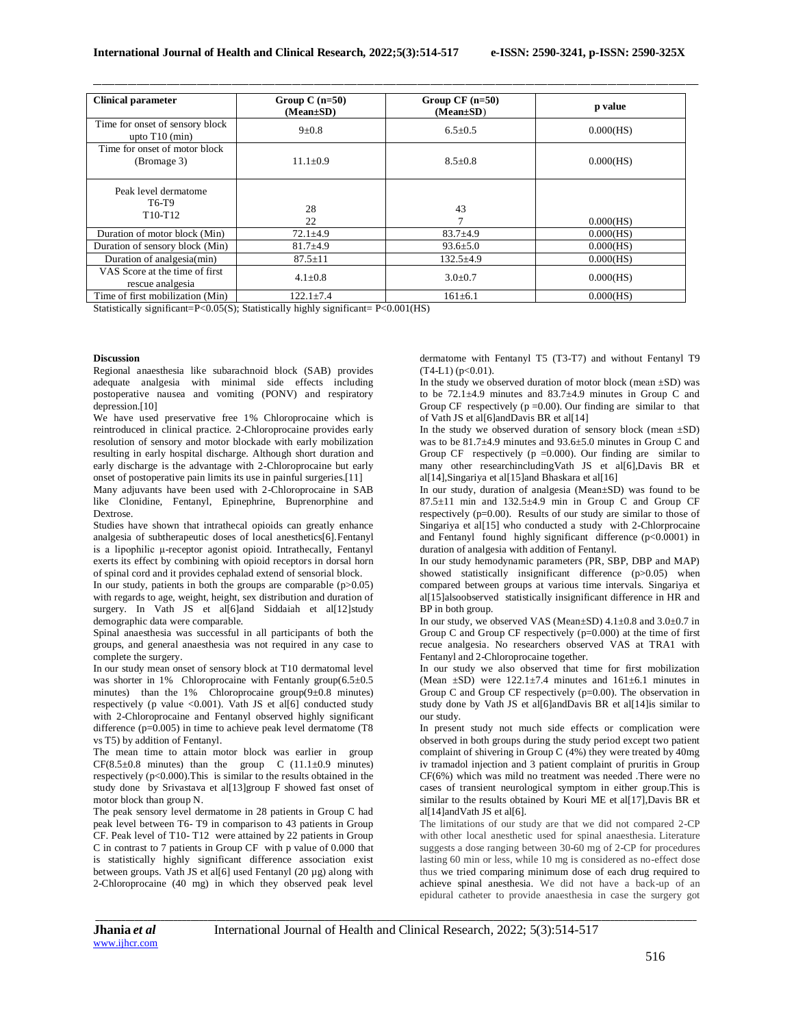| Clinical parameter | Group C (n=50) (Mean±SD) | Group CF (n=50) (Mean±SD) | p value |
|---|---|---|---|
| Time for onset of sensory block upto T10 (min) | 9±0.8 | 6.5±0.5 | 0.000(HS) |
| Time for onset of motor block (Bromage 3) | 11.1±0.9 | 8.5±0.8 | 0.000(HS) |
| Peak level dermatome<br>T6-T9<br>T10-T12 | <br>28<br>22 | <br>43<br>7 | 0.000(HS) |
| Duration of motor block (Min) | 72.1±4.9 | 83.7±4.9 | 0.000(HS) |
| Duration of sensory block (Min) | 81.7±4.9 | 93.6±5.0 | 0.000(HS) |
| Duration of analgesia(min) | 87.5±11 | 132.5±4.9 | 0.000(HS) |
| VAS Score at the time of first rescue analgesia | 4.1±0.8 | 3.0±0.7 | 0.000(HS) |
| Time of first mobilization (Min) | 122.1±7.4 | 161±6.1 | 0.000(HS) |

Statistically significant=P<0.05(S); Statistically highly significant= P<0.001(HS)

**Discussion**

Regional anaesthesia like subarachnoid block (SAB) provides adequate analgesia with minimal side effects including postoperative nausea and vomiting (PONV) and respiratory depression.[10]

We have used preservative free 1% Chloroprocaine which is reintroduced in clinical practice. 2-Chloroprocaine provides early resolution of sensory and motor blockade with early mobilization resulting in early hospital discharge. Although short duration and early discharge is the advantage with 2-Chloroprocaine but early onset of postoperative pain limits its use in painful surgeries.[11]

Many adjuvants have been used with 2-Chloroprocaine in SAB like Clonidine, Fentanyl, Epinephrine, Buprenorphine and Dextrose.

Studies have shown that intrathecal opioids can greatly enhance analgesia of subtherapeutic doses of local anesthetics[6].Fentanyl is a lipophilic μ-receptor agonist opioid. Intrathecally, Fentanyl exerts its effect by combining with opioid receptors in dorsal horn of spinal cord and it provides cephalad extend of sensorial block.

In our study, patients in both the groups are comparable (p>0.05) with regards to age, weight, height, sex distribution and duration of surgery. In Vath JS et al[6]and Siddaiah et al[12]study demographic data were comparable.

Spinal anaesthesia was successful in all participants of both the groups, and general anaesthesia was not required in any case to complete the surgery.

In our study mean onset of sensory block at T10 dermatomal level was shorter in 1% Chloroprocaine with Fentanly group(6.5±0.5 minutes) than the 1% Chloroprocaine group(9±0.8 minutes) respectively (p value <0.001). Vath JS et al[6] conducted study with 2-Chloroprocaine and Fentanyl observed highly significant difference (p=0.005) in time to achieve peak level dermatome (T8 vs T5) by addition of Fentanyl.

The mean time to attain motor block was earlier in group CF(8.5±0.8 minutes) than the group C (11.1±0.9 minutes) respectively (p<0.000).This is similar to the results obtained in the study done by Srivastava et al[13]group F showed fast onset of motor block than group N.

The peak sensory level dermatome in 28 patients in Group C had peak level between T6- T9 in comparison to 43 patients in Group CF. Peak level of T10- T12 were attained by 22 patients in Group C in contrast to 7 patients in Group CF with p value of 0.000 that is statistically highly significant difference association exist between groups. Vath JS et al[6] used Fentanyl (20 µg) along with 2-Chloroprocaine (40 mg) in which they observed peak level dermatome with Fentanyl T5 (T3-T7) and without Fentanyl T9 (T4-L1) (p<0.01).

In the study we observed duration of motor block (mean ±SD) was to be 72.1±4.9 minutes and 83.7±4.9 minutes in Group C and Group CF respectively (p =0.00). Our finding are similar to that of Vath JS et al[6]andDavis BR et al[14]

In the study we observed duration of sensory block (mean ±SD) was to be 81.7±4.9 minutes and 93.6±5.0 minutes in Group C and Group CF respectively (p =0.000). Our finding are similar to many other researchincludingVath JS et al[6],Davis BR et al[14],Singariya et al[15]and Bhaskara et al[16]

In our study, duration of analgesia (Mean±SD) was found to be 87.5±11 min and 132.5±4.9 min in Group C and Group CF respectively (p=0.00). Results of our study are similar to those of Singariya et al[15] who conducted a study with 2-Chlorprocaine and Fentanyl found highly significant difference (p<0.0001) in duration of analgesia with addition of Fentanyl.

In our study hemodynamic parameters (PR, SBP, DBP and MAP) showed statistically insignificant difference (p>0.05) when compared between groups at various time intervals. Singariya et al[15]alsoobserved statistically insignificant difference in HR and BP in both group.

In our study, we observed VAS (Mean±SD) 4.1±0.8 and 3.0±0.7 in Group C and Group CF respectively (p=0.000) at the time of first recue analgesia. No researchers observed VAS at TRA1 with Fentanyl and 2-Chloroprocaine together.

In our study we also observed that time for first mobilization (Mean ±SD) were 122.1±7.4 minutes and 161±6.1 minutes in Group C and Group CF respectively (p=0.00). The observation in study done by Vath JS et al[6]andDavis BR et al[14]is similar to our study.

In present study not much side effects or complication were observed in both groups during the study period except two patient complaint of shivering in Group C (4%) they were treated by 40mg iv tramadol injection and 3 patient complaint of pruritis in Group CF(6%) which was mild no treatment was needed .There were no cases of transient neurological symptom in either group.This is similar to the results obtained by Kouri ME et al[17],Davis BR et al[14]andVath JS et al[6].

The limitations of our study are that we did not compared 2-CP with other local anesthetic used for spinal anaesthesia. Literature suggests a dose ranging between 30-60 mg of 2-CP for procedures lasting 60 min or less, while 10 mg is considered as no-effect dose thus we tried comparing minimum dose of each drug required to achieve spinal anesthesia. We did not have a back-up of an epidural catheter to provide anaesthesia in case the surgery got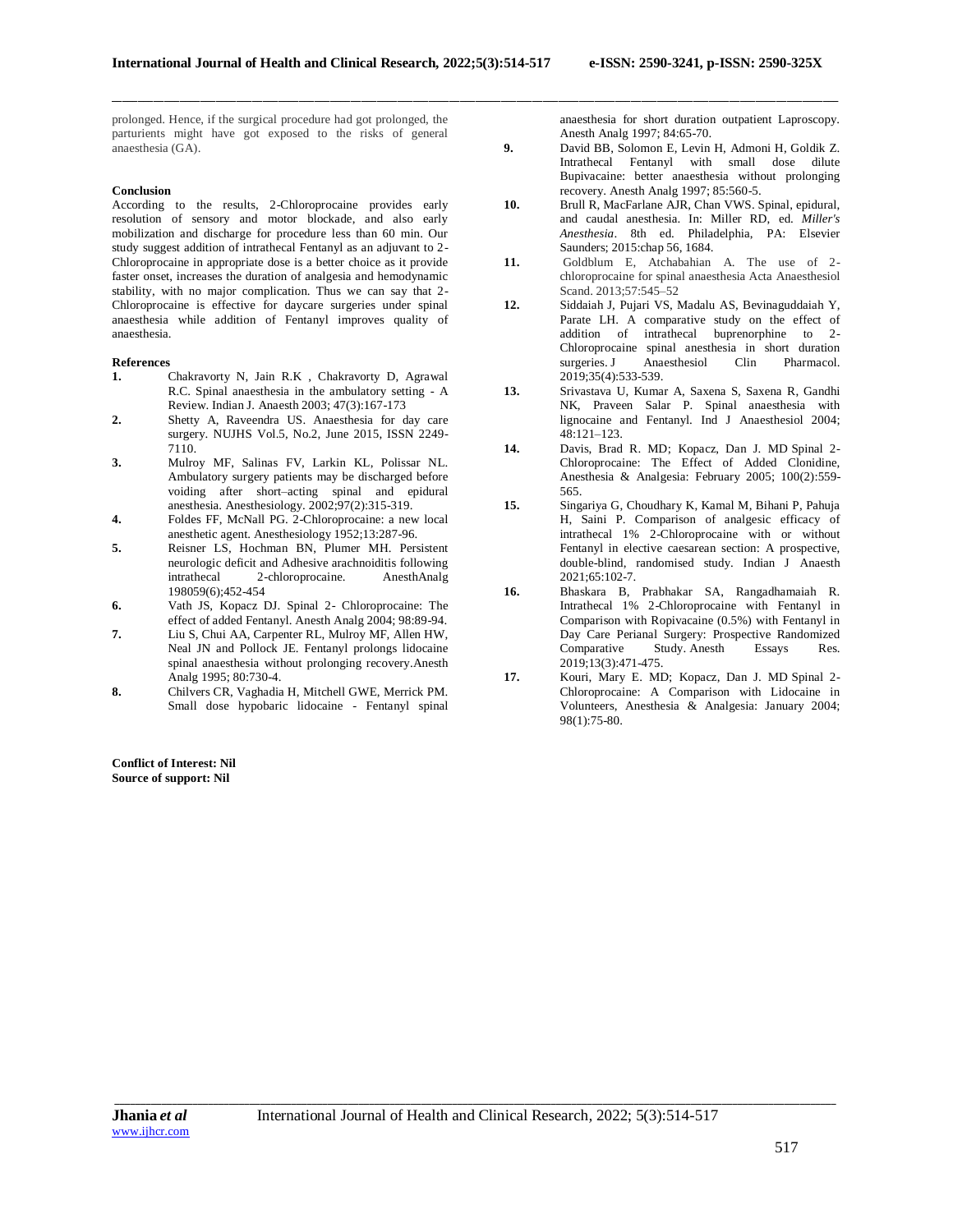prolonged. Hence, if the surgical procedure had got prolonged, the parturients might have got exposed to the risks of general anaesthesia (GA).

**Conclusion**

According to the results, 2-Chloroprocaine provides early resolution of sensory and motor blockade, and also early mobilization and discharge for procedure less than 60 min. Our study suggest addition of intrathecal Fentanyl as an adjuvant to 2-Chloroprocaine in appropriate dose is a better choice as it provide faster onset, increases the duration of analgesia and hemodynamic stability, with no major complication. Thus we can say that 2-Chloroprocaine is effective for daycare surgeries under spinal anaesthesia while addition of Fentanyl improves quality of anaesthesia.

**References**

1. Chakravorty N, Jain R.K , Chakravorty D, Agrawal R.C. Spinal anaesthesia in the ambulatory setting - A Review. Indian J. Anaesth 2003; 47(3):167-173
2. Shetty A, Raveendra US. Anaesthesia for day care surgery. NUJHS Vol.5, No.2, June 2015, ISSN 2249-7110.
3. Mulroy MF, Salinas FV, Larkin KL, Polissar NL. Ambulatory surgery patients may be discharged before voiding after short–acting spinal and epidural anesthesia. Anesthesiology. 2002;97(2):315-319.
4. Foldes FF, McNall PG. 2-Chloroprocaine: a new local anesthetic agent. Anesthesiology 1952;13:287-96.
5. Reisner LS, Hochman BN, Plumer MH. Persistent neurologic deficit and Adhesive arachnoiditis following intrathecal 2-chloroprocaine. AnesthAnalg 198059(6);452-454
6. Vath JS, Kopacz DJ. Spinal 2- Chloroprocaine: The effect of added Fentanyl. Anesth Analg 2004; 98:89-94.
7. Liu S, Chui AA, Carpenter RL, Mulroy MF, Allen HW, Neal JN and Pollock JE. Fentanyl prolongs lidocaine spinal anaesthesia without prolonging recovery.Anesth Analg 1995; 80:730-4.
8. Chilvers CR, Vaghadia H, Mitchell GWE, Merrick PM. Small dose hypobaric lidocaine - Fentanyl spinal anaesthesia for short duration outpatient Laproscopy. Anesth Analg 1997; 84:65-70.
9. David BB, Solomon E, Levin H, Admoni H, Goldik Z. Intrathecal Fentanyl with small dose dilute Bupivacaine: better anaesthesia without prolonging recovery. Anesth Analg 1997; 85:560-5.
10. Brull R, MacFarlane AJR, Chan VWS. Spinal, epidural, and caudal anesthesia. In: Miller RD, ed. *Miller's Anesthesia*. 8th ed. Philadelphia, PA: Elsevier Saunders; 2015:chap 56, 1684.
11. Goldblum E, Atchabahian A. The use of 2-chloroprocaine for spinal anaesthesia Acta Anaesthesiol Scand. 2013;57:545–52
12. Siddaiah J, Pujari VS, Madalu AS, Bevinaguddaiah Y, Parate LH. A comparative study on the effect of addition of intrathecal buprenorphine to 2-Chloroprocaine spinal anesthesia in short duration surgeries. J Anaesthesiol Clin Pharmacol. 2019;35(4):533-539.
13. Srivastava U, Kumar A, Saxena S, Saxena R, Gandhi NK, Praveen Salar P. Spinal anaesthesia with lignocaine and Fentanyl. Ind J Anaesthesiol 2004; 48:121–123.
14. Davis, Brad R. MD; Kopacz, Dan J. MD Spinal 2-Chloroprocaine: The Effect of Added Clonidine, Anesthesia & Analgesia: February 2005; 100(2):559-565.
15. Singariya G, Choudhary K, Kamal M, Bihani P, Pahuja H, Saini P. Comparison of analgesic efficacy of intrathecal 1% 2-Chloroprocaine with or without Fentanyl in elective caesarean section: A prospective, double-blind, randomised study. Indian J Anaesth 2021;65:102-7.
16. Bhaskara B, Prabhakar SA, Rangadhamaiah R. Intrathecal 1% 2-Chloroprocaine with Fentanyl in Comparison with Ropivacaine (0.5%) with Fentanyl in Day Care Perianal Surgery: Prospective Randomized Comparative Study. Anesth Essays Res. 2019;13(3):471-475.
17. Kouri, Mary E. MD; Kopacz, Dan J. MD Spinal 2-Chloroprocaine: A Comparison with Lidocaine in Volunteers, Anesthesia & Analgesia: January 2004; 98(1):75-80.

**Conflict of Interest: Nil**
**Source of support: Nil**